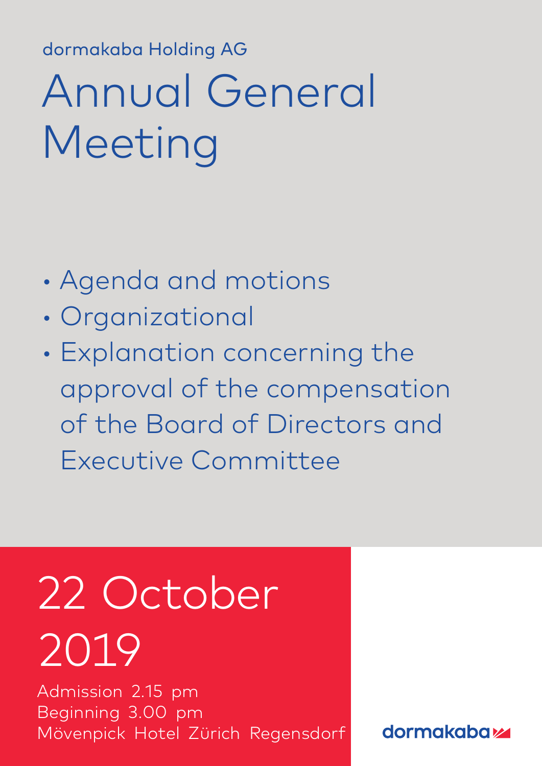dormakaba Holding AG

# Annual General Meeting

- Agenda and motions
- Organizational
- Explanation concerning the approval of the compensation of the Board of Directors and Executive Committee

## 22 October 2019

Admission 2.15 pm
Beginning 3.00 pm
Mövenpick Hotel Zürich Regensdorf

dormakaba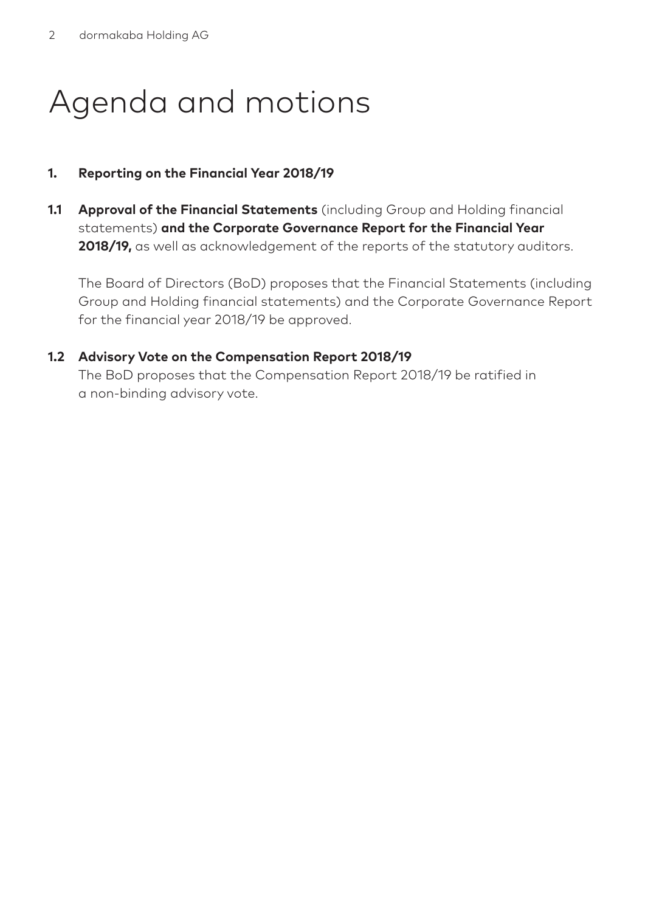# Agenda and motions

**1. Reporting on the Financial Year 2018/19**

**1.1 Approval of the Financial Statements** (including Group and Holding financial statements) **and the Corporate Governance Report for the Financial Year 2018/19,** as well as acknowledgement of the reports of the statutory auditors.

The Board of Directors (BoD) proposes that the Financial Statements (including Group and Holding financial statements) and the Corporate Governance Report for the financial year 2018/19 be approved.

**1.2 Advisory Vote on the Compensation Report 2018/19**

The BoD proposes that the Compensation Report 2018/19 be ratified in a non-binding advisory vote.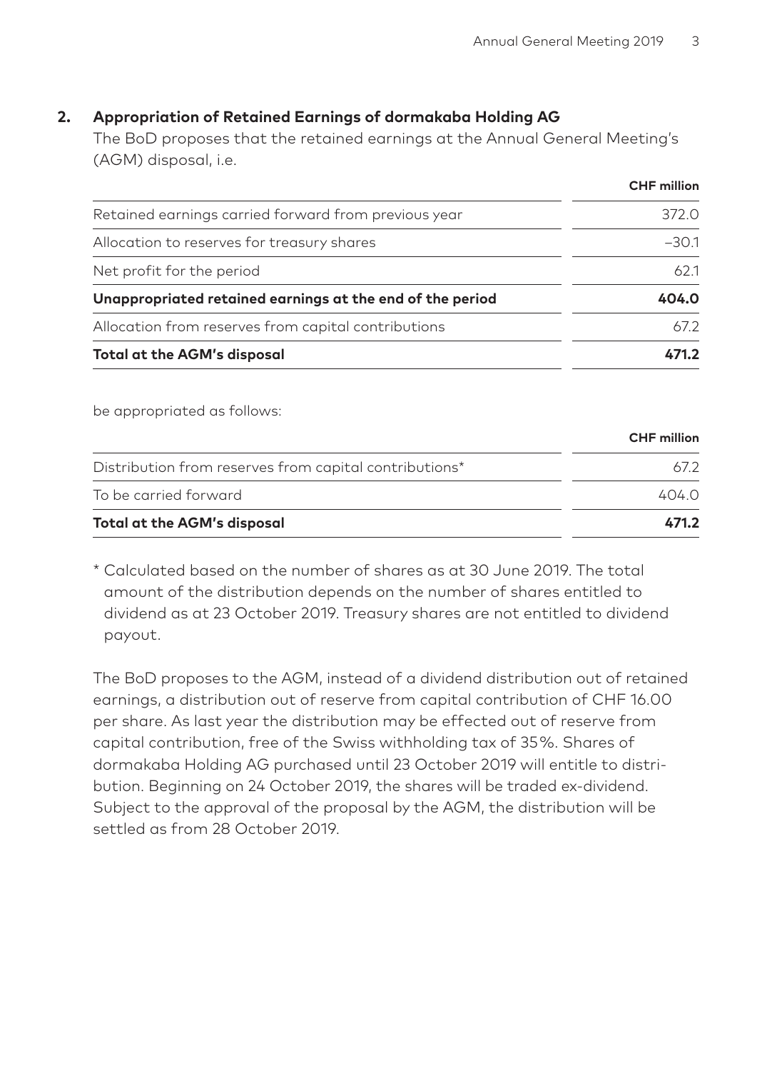## 2. Appropriation of Retained Earnings of dormakaba Holding AG

The BoD proposes that the retained earnings at the Annual General Meeting's (AGM) disposal, i.e.

| | CHF million |
|---|---|
| Retained earnings carried forward from previous year | 372.0 |
| Allocation to reserves for treasury shares | –30.1 |
| Net profit for the period | 62.1 |
| **Unappropriated retained earnings at the end of the period** | **404.0** |
| Allocation from reserves from capital contributions | 67.2 |
| **Total at the AGM's disposal** | **471.2** |

be appropriated as follows:

| | CHF million |
|---|---|
| Distribution from reserves from capital contributions* | 67.2 |
| To be carried forward | 404.0 |
| **Total at the AGM's disposal** | **471.2** |

* Calculated based on the number of shares as at 30 June 2019. The total amount of the distribution depends on the number of shares entitled to dividend as at 23 October 2019. Treasury shares are not entitled to dividend payout.

The BoD proposes to the AGM, instead of a dividend distribution out of retained earnings, a distribution out of reserve from capital contribution of CHF 16.00 per share. As last year the distribution may be effected out of reserve from capital contribution, free of the Swiss withholding tax of 35%. Shares of dormakaba Holding AG purchased until 23 October 2019 will entitle to distribution. Beginning on 24 October 2019, the shares will be traded ex-dividend. Subject to the approval of the proposal by the AGM, the distribution will be settled as from 28 October 2019.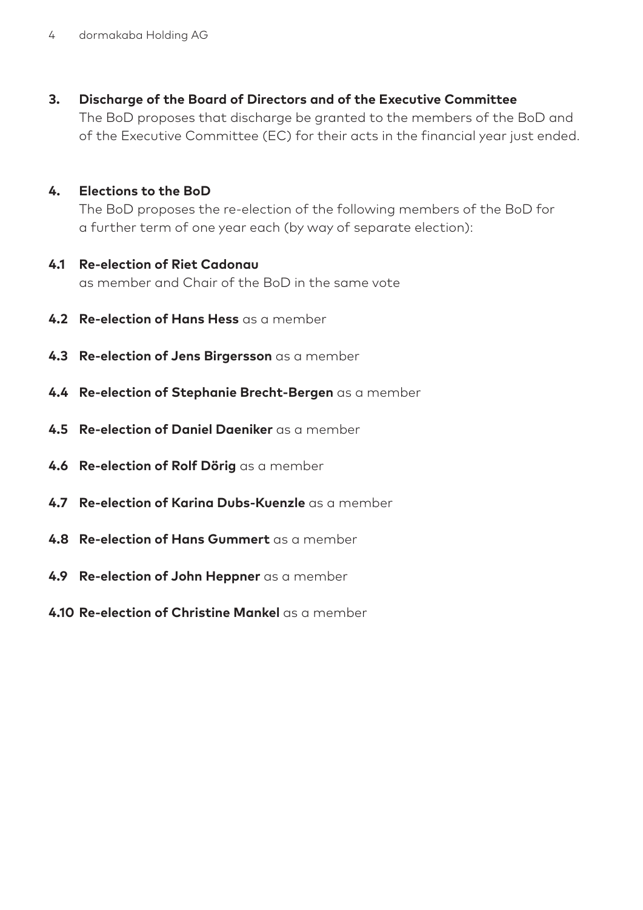## 3. Discharge of the Board of Directors and of the Executive Committee

The BoD proposes that discharge be granted to the members of the BoD and of the Executive Committee (EC) for their acts in the financial year just ended.

## 4. Elections to the BoD

The BoD proposes the re-election of the following members of the BoD for a further term of one year each (by way of separate election):

**4.1 Re-election of Riet Cadonau**
as member and Chair of the BoD in the same vote

**4.2 Re-election of Hans Hess** as a member

**4.3 Re-election of Jens Birgersson** as a member

**4.4 Re-election of Stephanie Brecht-Bergen** as a member

**4.5 Re-election of Daniel Daeniker** as a member

**4.6 Re-election of Rolf Dörig** as a member

**4.7 Re-election of Karina Dubs-Kuenzle** as a member

**4.8 Re-election of Hans Gummert** as a member

**4.9 Re-election of John Heppner** as a member

**4.10 Re-election of Christine Mankel** as a member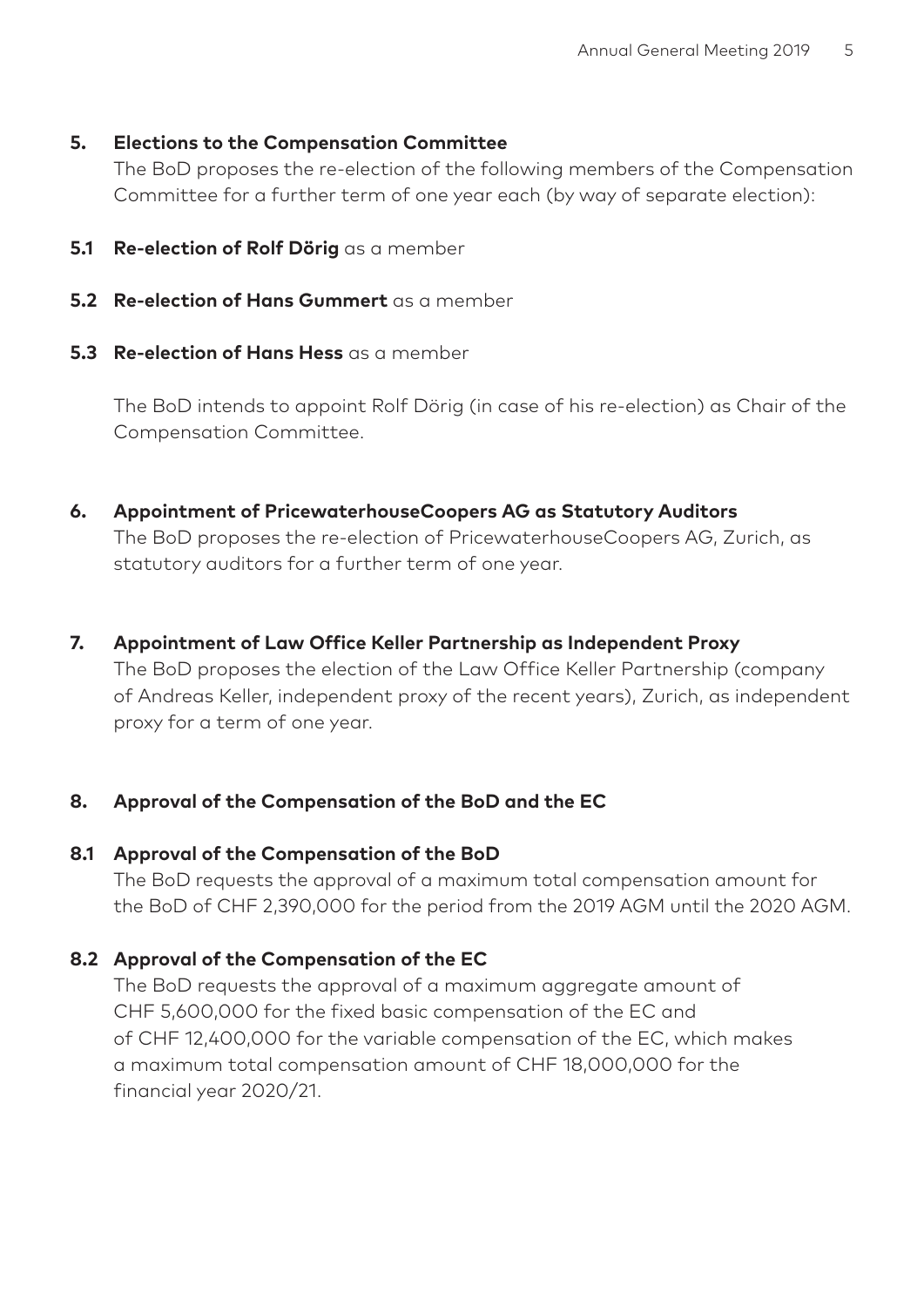## 5. Elections to the Compensation Committee

The BoD proposes the re-election of the following members of the Compensation Committee for a further term of one year each (by way of separate election):

**5.1 Re-election of Rolf Dörig** as a member

**5.2 Re-election of Hans Gummert** as a member

**5.3 Re-election of Hans Hess** as a member

The BoD intends to appoint Rolf Dörig (in case of his re-election) as Chair of the Compensation Committee.

## 6. Appointment of PricewaterhouseCoopers AG as Statutory Auditors

The BoD proposes the re-election of PricewaterhouseCoopers AG, Zurich, as statutory auditors for a further term of one year.

## 7. Appointment of Law Office Keller Partnership as Independent Proxy

The BoD proposes the election of the Law Office Keller Partnership (company of Andreas Keller, independent proxy of the recent years), Zurich, as independent proxy for a term of one year.

## 8. Approval of the Compensation of the BoD and the EC

### 8.1 Approval of the Compensation of the BoD

The BoD requests the approval of a maximum total compensation amount for the BoD of CHF 2,390,000 for the period from the 2019 AGM until the 2020 AGM.

### 8.2 Approval of the Compensation of the EC

The BoD requests the approval of a maximum aggregate amount of CHF 5,600,000 for the fixed basic compensation of the EC and of CHF 12,400,000 for the variable compensation of the EC, which makes a maximum total compensation amount of CHF 18,000,000 for the financial year 2020/21.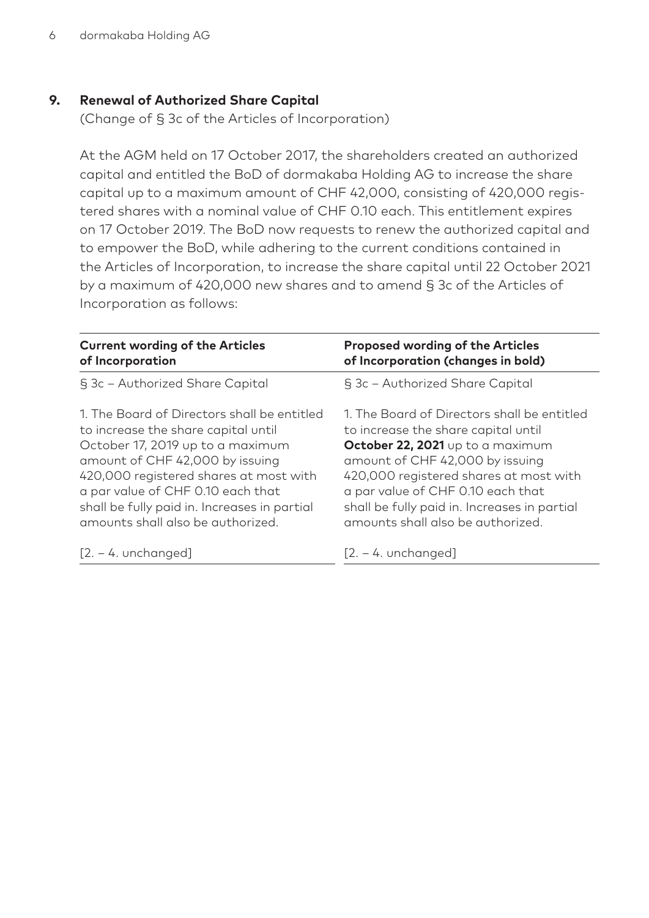## 9. Renewal of Authorized Share Capital

(Change of § 3c of the Articles of Incorporation)

At the AGM held on 17 October 2017, the shareholders created an authorized capital and entitled the BoD of dormakaba Holding AG to increase the share capital up to a maximum amount of CHF 42,000, consisting of 420,000 registered shares with a nominal value of CHF 0.10 each. This entitlement expires on 17 October 2019. The BoD now requests to renew the authorized capital and to empower the BoD, while adhering to the current conditions contained in the Articles of Incorporation, to increase the share capital until 22 October 2021 by a maximum of 420,000 new shares and to amend § 3c of the Articles of Incorporation as follows:

| Current wording of the Articles of Incorporation | Proposed wording of the Articles of Incorporation (changes in bold) |
|---|---|
| § 3c – Authorized Share Capital | § 3c – Authorized Share Capital |
| 1. The Board of Directors shall be entitled to increase the share capital until October 17, 2019 up to a maximum amount of CHF 42,000 by issuing 420,000 registered shares at most with a par value of CHF 0.10 each that shall be fully paid in. Increases in partial amounts shall also be authorized. | 1. The Board of Directors shall be entitled to increase the share capital until **October 22, 2021** up to a maximum amount of CHF 42,000 by issuing 420,000 registered shares at most with a par value of CHF 0.10 each that shall be fully paid in. Increases in partial amounts shall also be authorized. |
| [2. – 4. unchanged] | [2. – 4. unchanged] |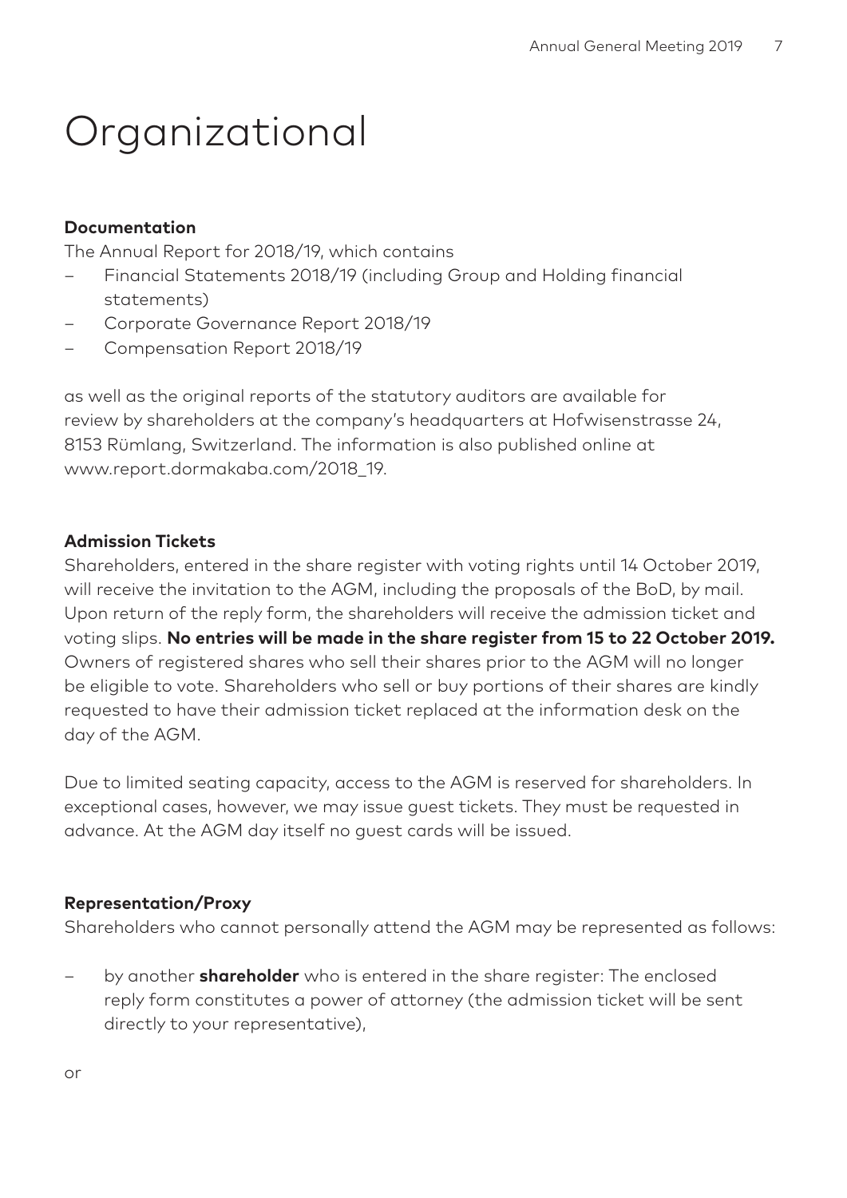# Organizational

**Documentation**

The Annual Report for 2018/19, which contains

- Financial Statements 2018/19 (including Group and Holding financial statements)
- Corporate Governance Report 2018/19
- Compensation Report 2018/19

as well as the original reports of the statutory auditors are available for review by shareholders at the company's headquarters at Hofwisenstrasse 24, 8153 Rümlang, Switzerland. The information is also published online at www.report.dormakaba.com/2018_19.

**Admission Tickets**

Shareholders, entered in the share register with voting rights until 14 October 2019, will receive the invitation to the AGM, including the proposals of the BoD, by mail. Upon return of the reply form, the shareholders will receive the admission ticket and voting slips. **No entries will be made in the share register from 15 to 22 October 2019.** Owners of registered shares who sell their shares prior to the AGM will no longer be eligible to vote. Shareholders who sell or buy portions of their shares are kindly requested to have their admission ticket replaced at the information desk on the day of the AGM.

Due to limited seating capacity, access to the AGM is reserved for shareholders. In exceptional cases, however, we may issue guest tickets. They must be requested in advance. At the AGM day itself no guest cards will be issued.

**Representation/Proxy**

Shareholders who cannot personally attend the AGM may be represented as follows:

- by another **shareholder** who is entered in the share register: The enclosed reply form constitutes a power of attorney (the admission ticket will be sent directly to your representative),

or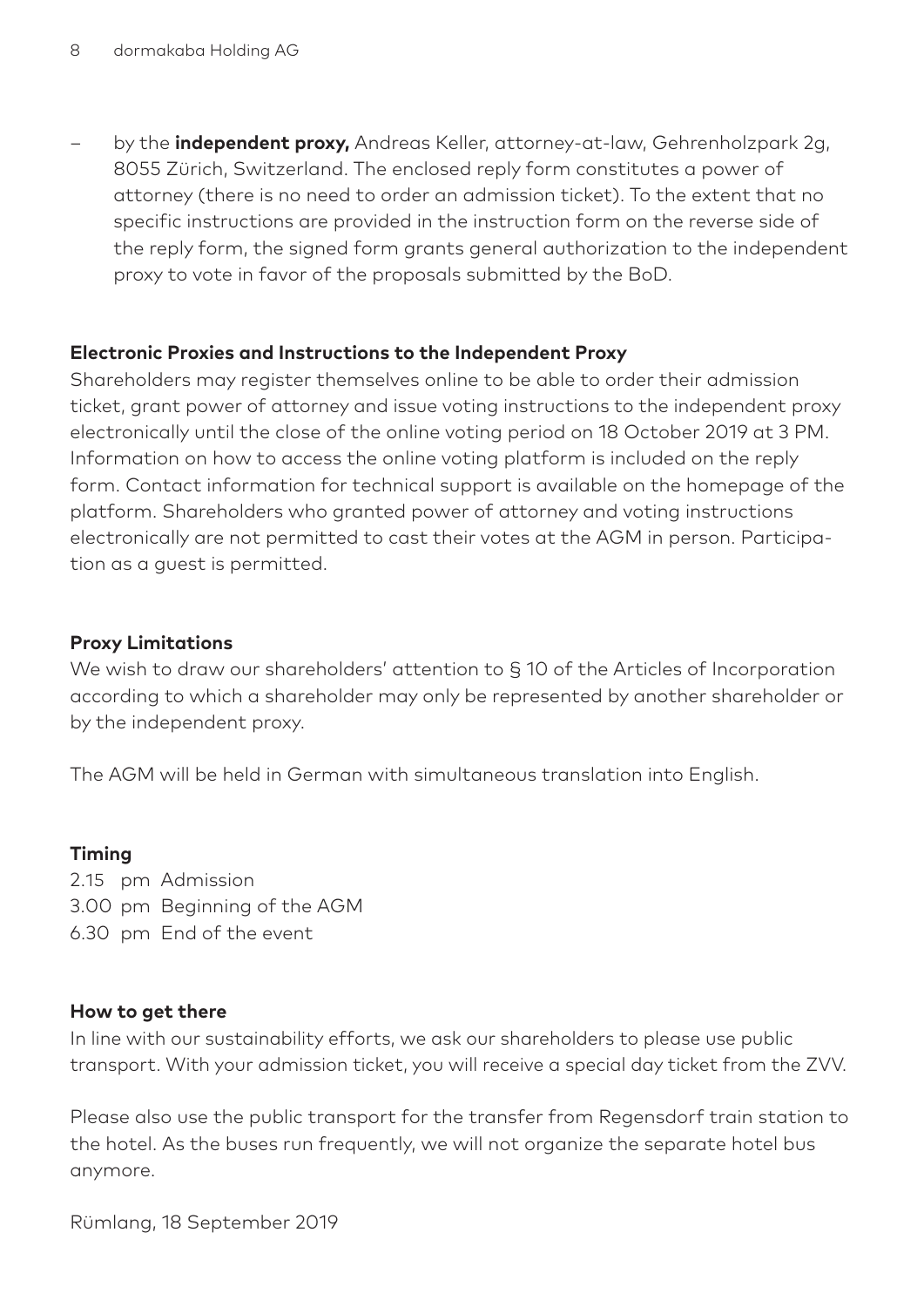- by the **independent proxy,** Andreas Keller, attorney-at-law, Gehrenholzpark 2g, 8055 Zürich, Switzerland. The enclosed reply form constitutes a power of attorney (there is no need to order an admission ticket). To the extent that no specific instructions are provided in the instruction form on the reverse side of the reply form, the signed form grants general authorization to the independent proxy to vote in favor of the proposals submitted by the BoD.

**Electronic Proxies and Instructions to the Independent Proxy**

Shareholders may register themselves online to be able to order their admission ticket, grant power of attorney and issue voting instructions to the independent proxy electronically until the close of the online voting period on 18 October 2019 at 3 PM. Information on how to access the online voting platform is included on the reply form. Contact information for technical support is available on the homepage of the platform. Shareholders who granted power of attorney and voting instructions electronically are not permitted to cast their votes at the AGM in person. Participation as a guest is permitted.

**Proxy Limitations**

We wish to draw our shareholders' attention to § 10 of the Articles of Incorporation according to which a shareholder may only be represented by another shareholder or by the independent proxy.

The AGM will be held in German with simultaneous translation into English.

**Timing**

2.15 pm Admission
3.00 pm Beginning of the AGM
6.30 pm End of the event

**How to get there**

In line with our sustainability efforts, we ask our shareholders to please use public transport. With your admission ticket, you will receive a special day ticket from the ZVV.

Please also use the public transport for the transfer from Regensdorf train station to the hotel. As the buses run frequently, we will not organize the separate hotel bus anymore.

Rümlang, 18 September 2019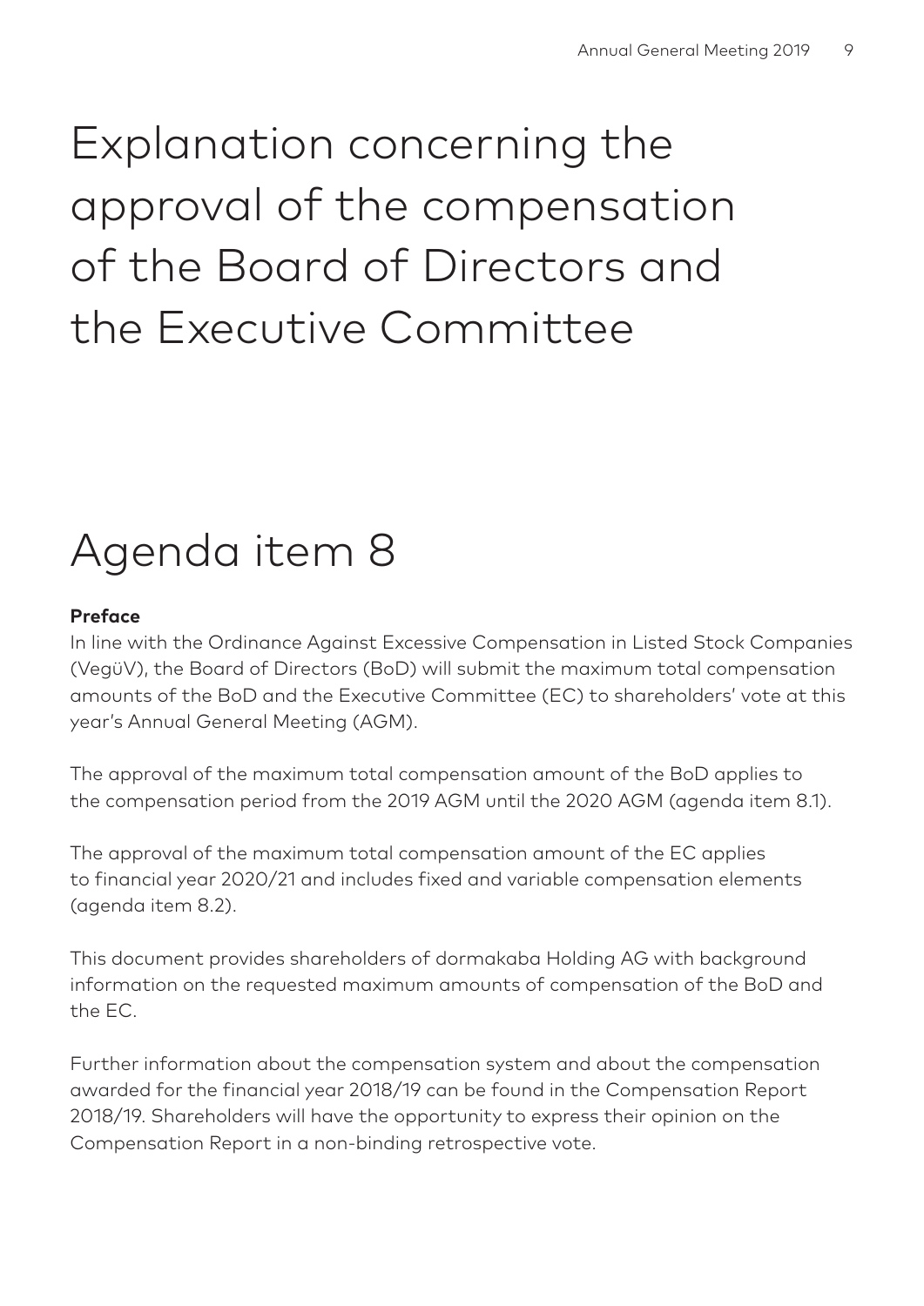# Explanation concerning the approval of the compensation of the Board of Directors and the Executive Committee

## Agenda item 8

**Preface**

In line with the Ordinance Against Excessive Compensation in Listed Stock Companies (VegüV), the Board of Directors (BoD) will submit the maximum total compensation amounts of the BoD and the Executive Committee (EC) to shareholders' vote at this year's Annual General Meeting (AGM).

The approval of the maximum total compensation amount of the BoD applies to the compensation period from the 2019 AGM until the 2020 AGM (agenda item 8.1).

The approval of the maximum total compensation amount of the EC applies to financial year 2020/21 and includes fixed and variable compensation elements (agenda item 8.2).

This document provides shareholders of dormakaba Holding AG with background information on the requested maximum amounts of compensation of the BoD and the EC.

Further information about the compensation system and about the compensation awarded for the financial year 2018/19 can be found in the Compensation Report 2018/19. Shareholders will have the opportunity to express their opinion on the Compensation Report in a non-binding retrospective vote.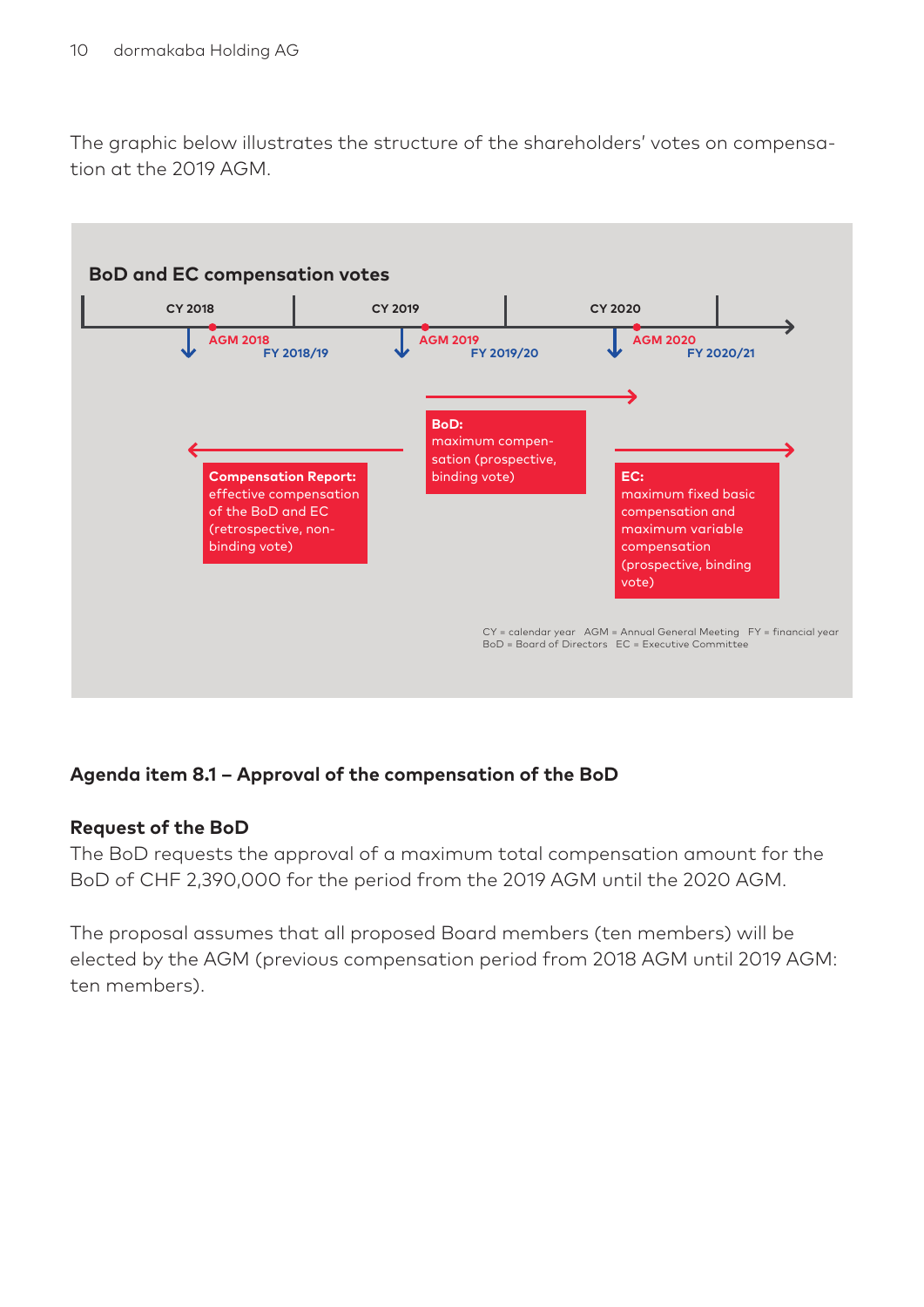The graphic below illustrates the structure of the shareholders' votes on compensation at the 2019 AGM.

**BoD and EC compensation votes**

CY 2018 | CY 2019 | CY 2020

AGM 2018 — FY 2018/19
AGM 2019 — FY 2019/20
AGM 2020 — FY 2020/21

**Compensation Report:** effective compensation of the BoD and EC (retrospective, non-binding vote)

**BoD:** maximum compensation (prospective, binding vote)

**EC:** maximum fixed basic compensation and maximum variable compensation (prospective, binding vote)

CY = calendar year AGM = Annual General Meeting FY = financial year
BoD = Board of Directors EC = Executive Committee

### Agenda item 8.1 – Approval of the compensation of the BoD

**Request of the BoD**

The BoD requests the approval of a maximum total compensation amount for the BoD of CHF 2,390,000 for the period from the 2019 AGM until the 2020 AGM.

The proposal assumes that all proposed Board members (ten members) will be elected by the AGM (previous compensation period from 2018 AGM until 2019 AGM: ten members).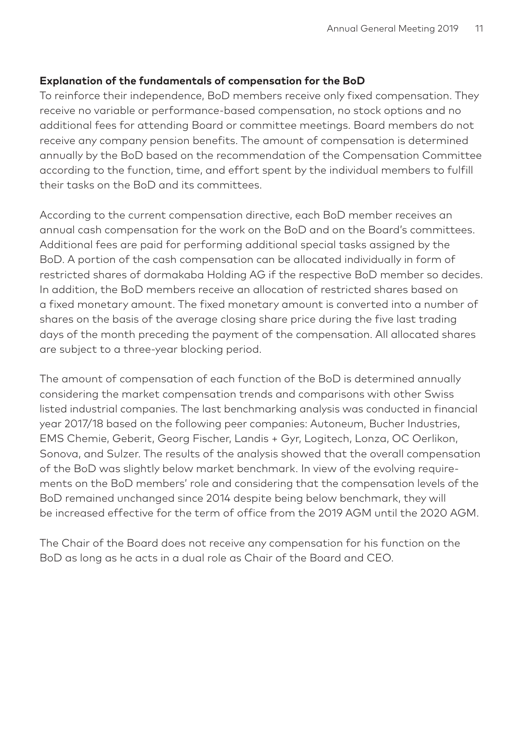**Explanation of the fundamentals of compensation for the BoD**

To reinforce their independence, BoD members receive only fixed compensation. They receive no variable or performance-based compensation, no stock options and no additional fees for attending Board or committee meetings. Board members do not receive any company pension benefits. The amount of compensation is determined annually by the BoD based on the recommendation of the Compensation Committee according to the function, time, and effort spent by the individual members to fulfill their tasks on the BoD and its committees.

According to the current compensation directive, each BoD member receives an annual cash compensation for the work on the BoD and on the Board's committees. Additional fees are paid for performing additional special tasks assigned by the BoD. A portion of the cash compensation can be allocated individually in form of restricted shares of dormakaba Holding AG if the respective BoD member so decides. In addition, the BoD members receive an allocation of restricted shares based on a fixed monetary amount. The fixed monetary amount is converted into a number of shares on the basis of the average closing share price during the five last trading days of the month preceding the payment of the compensation. All allocated shares are subject to a three-year blocking period.

The amount of compensation of each function of the BoD is determined annually considering the market compensation trends and comparisons with other Swiss listed industrial companies. The last benchmarking analysis was conducted in financial year 2017/18 based on the following peer companies: Autoneum, Bucher Industries, EMS Chemie, Geberit, Georg Fischer, Landis + Gyr, Logitech, Lonza, OC Oerlikon, Sonova, and Sulzer. The results of the analysis showed that the overall compensation of the BoD was slightly below market benchmark. In view of the evolving requirements on the BoD members' role and considering that the compensation levels of the BoD remained unchanged since 2014 despite being below benchmark, they will be increased effective for the term of office from the 2019 AGM until the 2020 AGM.

The Chair of the Board does not receive any compensation for his function on the BoD as long as he acts in a dual role as Chair of the Board and CEO.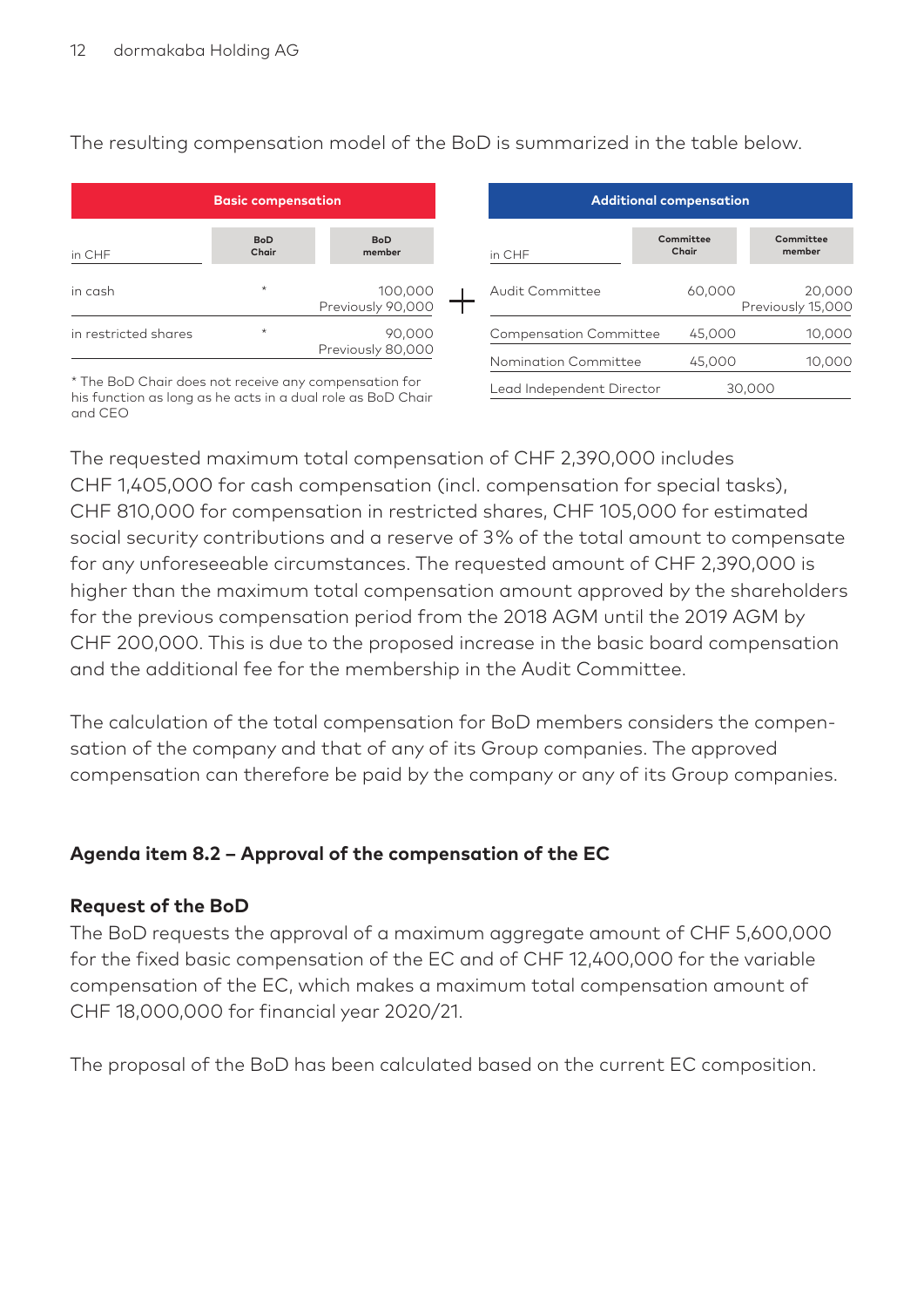The resulting compensation model of the BoD is summarized in the table below.

**Basic compensation**

| in CHF | BoD Chair | BoD member |
| --- | --- | --- |
| in cash | * | 100,000 Previously 90,000 |
| in restricted shares | * | 90,000 Previously 80,000 |

* The BoD Chair does not receive any compensation for his function as long as he acts in a dual role as BoD Chair and CEO

\+

**Additional compensation**

| in CHF | Committee Chair | Committee member |
| --- | --- | --- |
| Audit Committee | 60,000 | 20,000 Previously 15,000 |
| Compensation Committee | 45,000 | 10,000 |
| Nomination Committee | 45,000 | 10,000 |
| Lead Independent Director | 30,000 | |

The requested maximum total compensation of CHF 2,390,000 includes CHF 1,405,000 for cash compensation (incl. compensation for special tasks), CHF 810,000 for compensation in restricted shares, CHF 105,000 for estimated social security contributions and a reserve of 3% of the total amount to compensate for any unforeseeable circumstances. The requested amount of CHF 2,390,000 is higher than the maximum total compensation amount approved by the shareholders for the previous compensation period from the 2018 AGM until the 2019 AGM by CHF 200,000. This is due to the proposed increase in the basic board compensation and the additional fee for the membership in the Audit Committee.

The calculation of the total compensation for BoD members considers the compensation of the company and that of any of its Group companies. The approved compensation can therefore be paid by the company or any of its Group companies.

## Agenda item 8.2 – Approval of the compensation of the EC

### Request of the BoD

The BoD requests the approval of a maximum aggregate amount of CHF 5,600,000 for the fixed basic compensation of the EC and of CHF 12,400,000 for the variable compensation of the EC, which makes a maximum total compensation amount of CHF 18,000,000 for financial year 2020/21.

The proposal of the BoD has been calculated based on the current EC composition.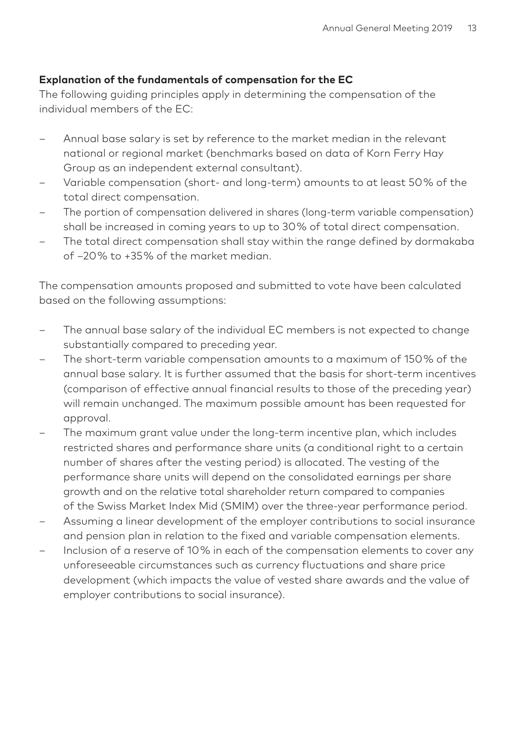**Explanation of the fundamentals of compensation for the EC**

The following guiding principles apply in determining the compensation of the individual members of the EC:

- Annual base salary is set by reference to the market median in the relevant national or regional market (benchmarks based on data of Korn Ferry Hay Group as an independent external consultant).
- Variable compensation (short- and long-term) amounts to at least 50% of the total direct compensation.
- The portion of compensation delivered in shares (long-term variable compensation) shall be increased in coming years to up to 30% of total direct compensation.
- The total direct compensation shall stay within the range defined by dormakaba of –20% to +35% of the market median.

The compensation amounts proposed and submitted to vote have been calculated based on the following assumptions:

- The annual base salary of the individual EC members is not expected to change substantially compared to preceding year.
- The short-term variable compensation amounts to a maximum of 150% of the annual base salary. It is further assumed that the basis for short-term incentives (comparison of effective annual financial results to those of the preceding year) will remain unchanged. The maximum possible amount has been requested for approval.
- The maximum grant value under the long-term incentive plan, which includes restricted shares and performance share units (a conditional right to a certain number of shares after the vesting period) is allocated. The vesting of the performance share units will depend on the consolidated earnings per share growth and on the relative total shareholder return compared to companies of the Swiss Market Index Mid (SMIM) over the three-year performance period.
- Assuming a linear development of the employer contributions to social insurance and pension plan in relation to the fixed and variable compensation elements.
- Inclusion of a reserve of 10% in each of the compensation elements to cover any unforeseeable circumstances such as currency fluctuations and share price development (which impacts the value of vested share awards and the value of employer contributions to social insurance).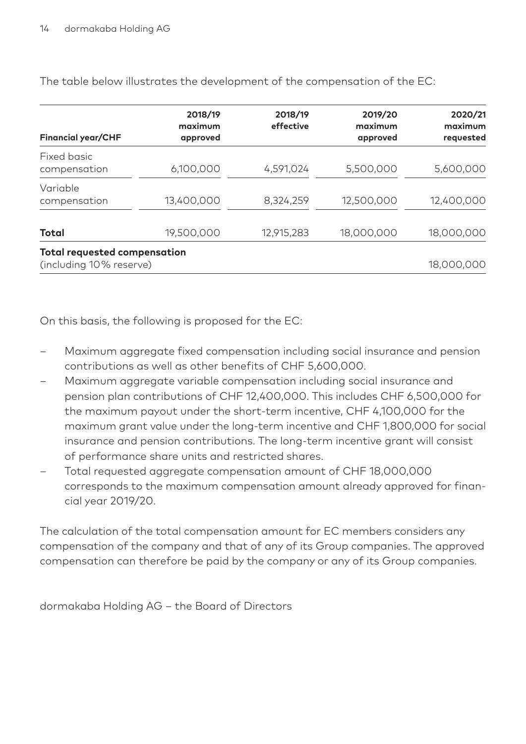The table below illustrates the development of the compensation of the EC:

| Financial year/CHF | 2018/19 maximum approved | 2018/19 effective | 2019/20 maximum approved | 2020/21 maximum requested |
|---|---|---|---|---|
| Fixed basic compensation | 6,100,000 | 4,591,024 | 5,500,000 | 5,600,000 |
| Variable compensation | 13,400,000 | 8,324,259 | 12,500,000 | 12,400,000 |
| **Total** | 19,500,000 | 12,915,283 | 18,000,000 | 18,000,000 |
| **Total requested compensation** (including 10% reserve) | | | | 18,000,000 |

On this basis, the following is proposed for the EC:

- Maximum aggregate fixed compensation including social insurance and pension contributions as well as other benefits of CHF 5,600,000.
- Maximum aggregate variable compensation including social insurance and pension plan contributions of CHF 12,400,000. This includes CHF 6,500,000 for the maximum payout under the short-term incentive, CHF 4,100,000 for the maximum grant value under the long-term incentive and CHF 1,800,000 for social insurance and pension contributions. The long-term incentive grant will consist of performance share units and restricted shares.
- Total requested aggregate compensation amount of CHF 18,000,000 corresponds to the maximum compensation amount already approved for financial year 2019/20.

The calculation of the total compensation amount for EC members considers any compensation of the company and that of any of its Group companies. The approved compensation can therefore be paid by the company or any of its Group companies.

dormakaba Holding AG – the Board of Directors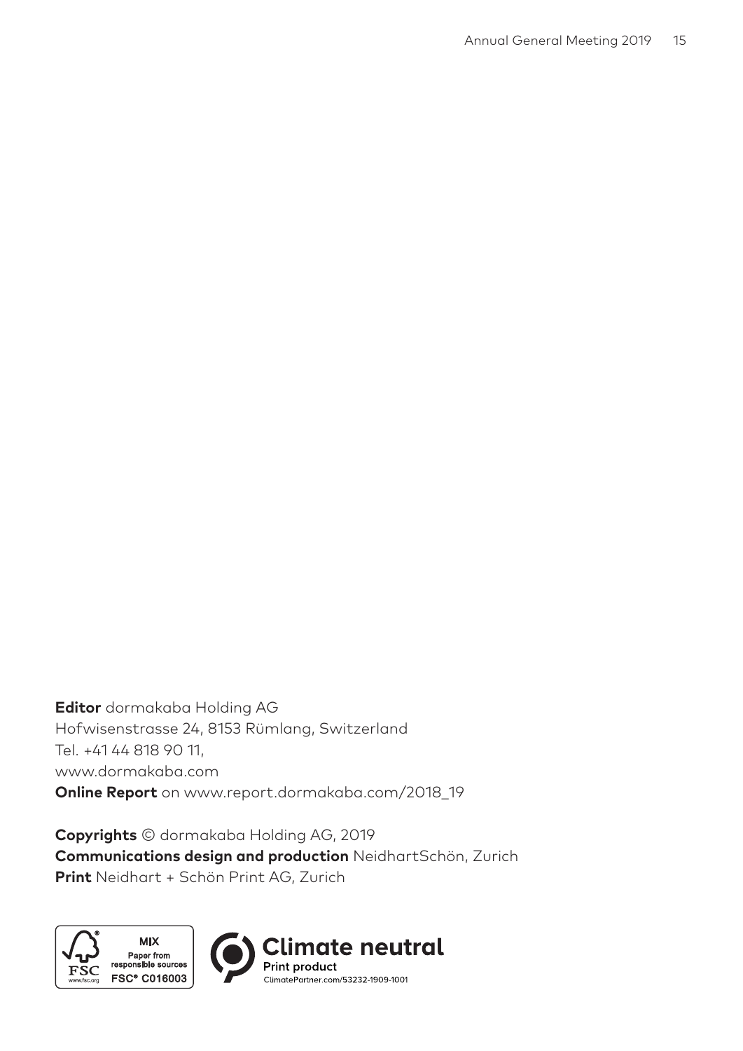**Editor** dormakaba Holding AG
Hofwisenstrasse 24, 8153 Rümlang, Switzerland
Tel. +41 44 818 90 11,
www.dormakaba.com
**Online Report** on www.report.dormakaba.com/2018_19

**Copyrights** © dormakaba Holding AG, 2019
**Communications design and production** NeidhartSchön, Zurich
**Print** Neidhart + Schön Print AG, Zurich

MIX
Paper from responsible sources
FSC® C016003

**Climate neutral**
Print product
ClimatePartner.com/53232-1909-1001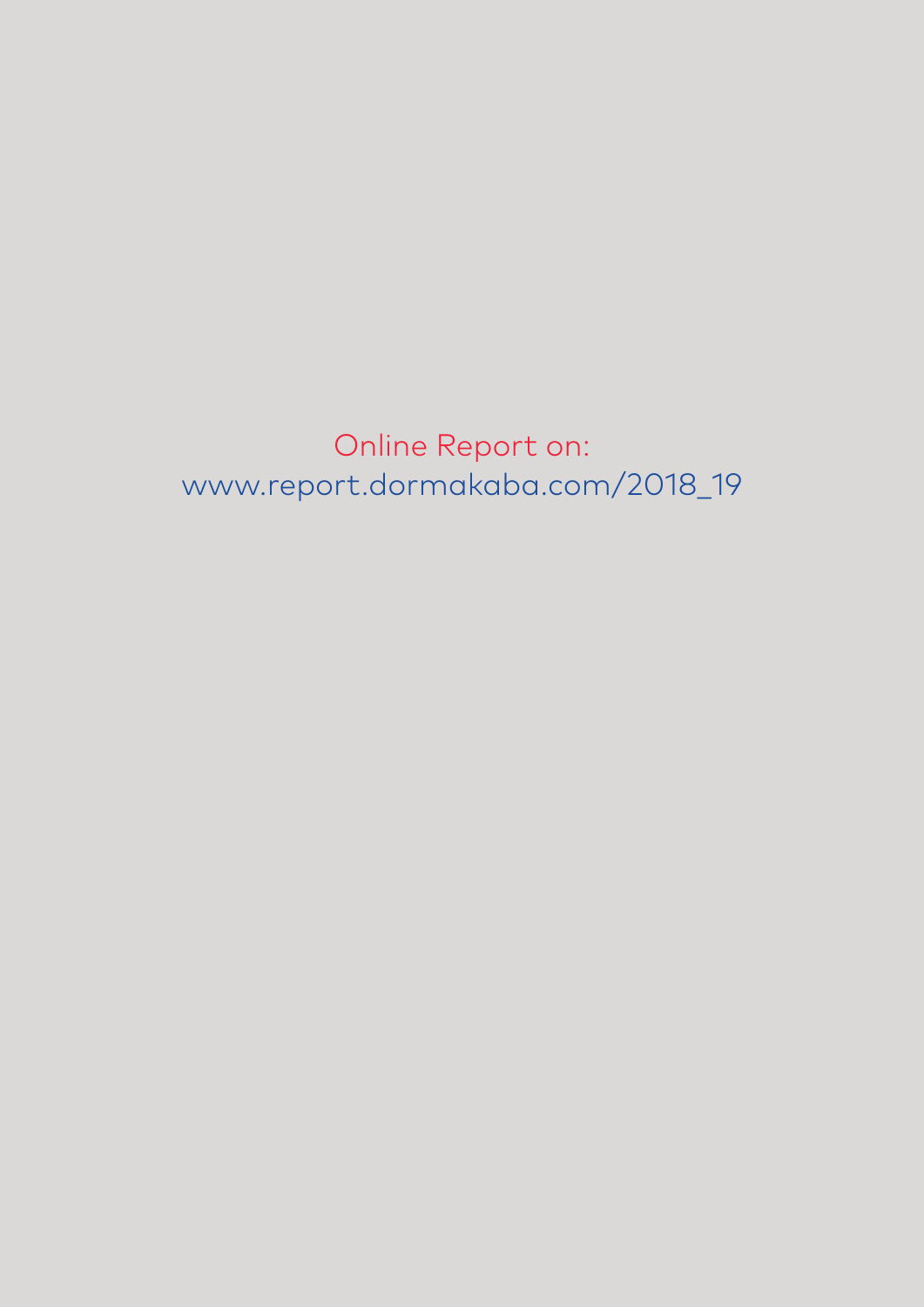Online Report on:
www.report.dormakaba.com/2018_19